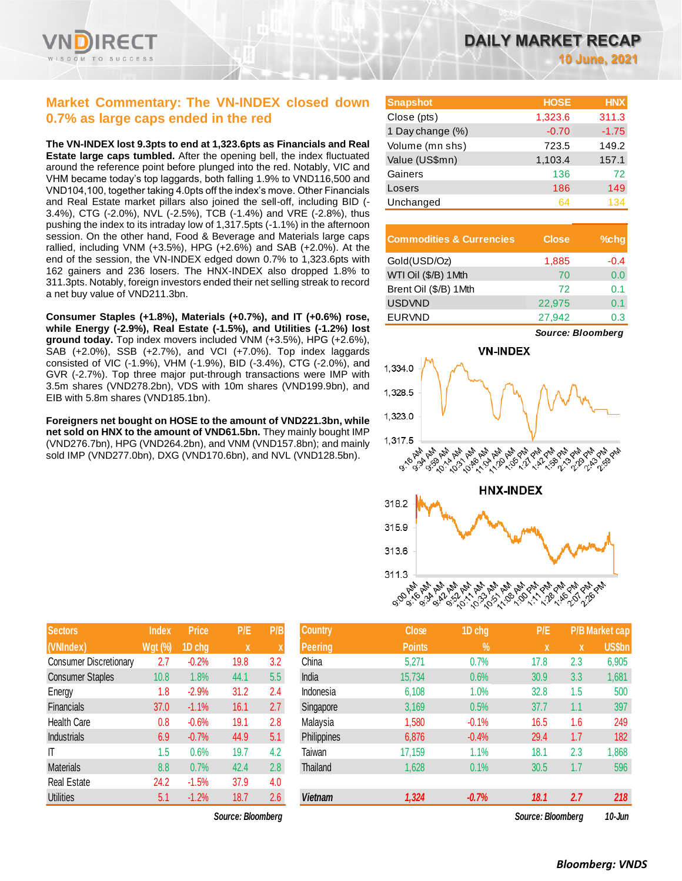# DAILY MARKET RECAP

**10 June, 2021**

## Market Commentary: The VN-INDEX closed down 0.7% as large caps ended in the red

**The VN-INDEX lost 9.3pts to end at 1,323.6pts as Financials and Real Estate large caps tumbled.** After the opening bell, the index fluctuated around the reference point before plunged into the red. Notably, VIC and VHM became today's top laggards, both falling 1.9% to VND116,500 and VND104,100, together taking 4.0pts off the index's move. Other Financials and Real Estate market pillars also joined the sell-off, including BID (-3.4%), CTG (-2.0%), NVL (-2.5%), TCB (-1.4%) and VRE (-2.8%), thus pushing the index to its intraday low of 1,317.5pts (-1.1%) in the afternoon session. On the other hand, Food & Beverage and Materials large caps rallied, including VNM (+3.5%), HPG (+2.6%), and SAB (+2.0%). At the end of the session, the VN-INDEX edged down 0.7% to 1,323.6pts with 162 gainers and 236 losers. The HNX-INDEX also dropped 1.8% to 311.3pts. Notably, foreign investors ended their net selling streak to record a net buy value of VND211.3bn.

**Consumer Staples (+1.8%), Materials (+0.7%), and IT (+0.6%) rose, while Energy (-2.9%), Real Estate (-1.5%), and Utilities (-1.2%) lost ground today.** Top index movers included VNM (+3.5%), HPG (+2.6%), SAB (+2.0%), SSB (+2.7%), and VCI (+7.0%). Top index laggards consisted of VIC (-1.9%), VHM (-1.9%), BID (-3.4%), CTG (-2.0%), and GVR (-2.7%). Top three major put-through transactions were IMP with 3.5m shares (VND278.2bn), VDS with 10m shares (VND199.9bn), and EIB with 5.8m shares (VND185.1bn).

**Foreigners net bought on HOSE to the amount of VND221.3bn, while net sold on HNX to the amount of VND61.5bn.** They mainly bought IMP (VND276.7bn), HPG (VND264.2bn), and VNM (VND157.8bn); and mainly sold IMP (VND277.0bn), DXG (VND170.6bn), and NVL (VND128.5bn).

| Snapshot | HOSE | HNX |
|---|---|---|
| Close (pts) | 1,323.6 | 311.3 |
| 1 Day change (%) | -0.70 | -1.75 |
| Volume (mn shs) | 723.5 | 149.2 |
| Value (US$mn) | 1,103.4 | 157.1 |
| Gainers | 136 | 72 |
| Losers | 186 | 149 |
| Unchanged | 64 | 134 |

| Commodities & Currencies | Close | %chg |
|---|---|---|
| Gold(USD/Oz) | 1,885 | -0.4 |
| WTI Oil ($/B) 1Mth | 70 | 0.0 |
| Brent Oil ($/B) 1Mth | 72 | 0.1 |
| USDVND | 22,975 | 0.1 |
| EURVND | 27,942 | 0.3 |

*Source: Bloomberg*

**VN-INDEX**

**HNX-INDEX**

| Sectors (VNIndex) | Index Wgt (%) | Price 1D chg | P/E x | P/B x |
|---|---|---|---|---|
| Consumer Discretionary | 2.7 | -0.2% | 19.8 | 3.2 |
| Consumer Staples | 10.8 | 1.8% | 44.1 | 5.5 |
| Energy | 1.8 | -2.9% | 31.2 | 2.4 |
| Financials | 37.0 | -1.1% | 16.1 | 2.7 |
| Health Care | 0.8 | -0.6% | 19.1 | 2.8 |
| Industrials | 6.9 | -0.7% | 44.9 | 5.1 |
| IT | 1.5 | 0.6% | 19.7 | 4.2 |
| Materials | 8.8 | 0.7% | 42.4 | 2.8 |
| Real Estate | 24.2 | -1.5% | 37.9 | 4.0 |
| Utilities | 5.1 | -1.2% | 18.7 | 2.6 |

*Source: Bloomberg*

| Country Peering | Close Points | 1D chg % | P/E x | P/B x | Market cap US$bn |
|---|---|---|---|---|---|
| China | 5,271 | 0.7% | 17.8 | 2.3 | 6,905 |
| India | 15,734 | 0.6% | 30.9 | 3.3 | 1,681 |
| Indonesia | 6,108 | 1.0% | 32.8 | 1.5 | 500 |
| Singapore | 3,169 | 0.5% | 37.7 | 1.1 | 397 |
| Malaysia | 1,580 | -0.1% | 16.5 | 1.6 | 249 |
| Philippines | 6,876 | -0.4% | 29.4 | 1.7 | 182 |
| Taiwan | 17,159 | 1.1% | 18.1 | 2.3 | 1,868 |
| Thailand | 1,628 | 0.1% | 30.5 | 1.7 | 596 |
| *Vietnam* | *1,324* | *-0.7%* | *18.1* | *2.7* | *218* |

*Source: Bloomberg* *10-Jun*

*Bloomberg: VNDS*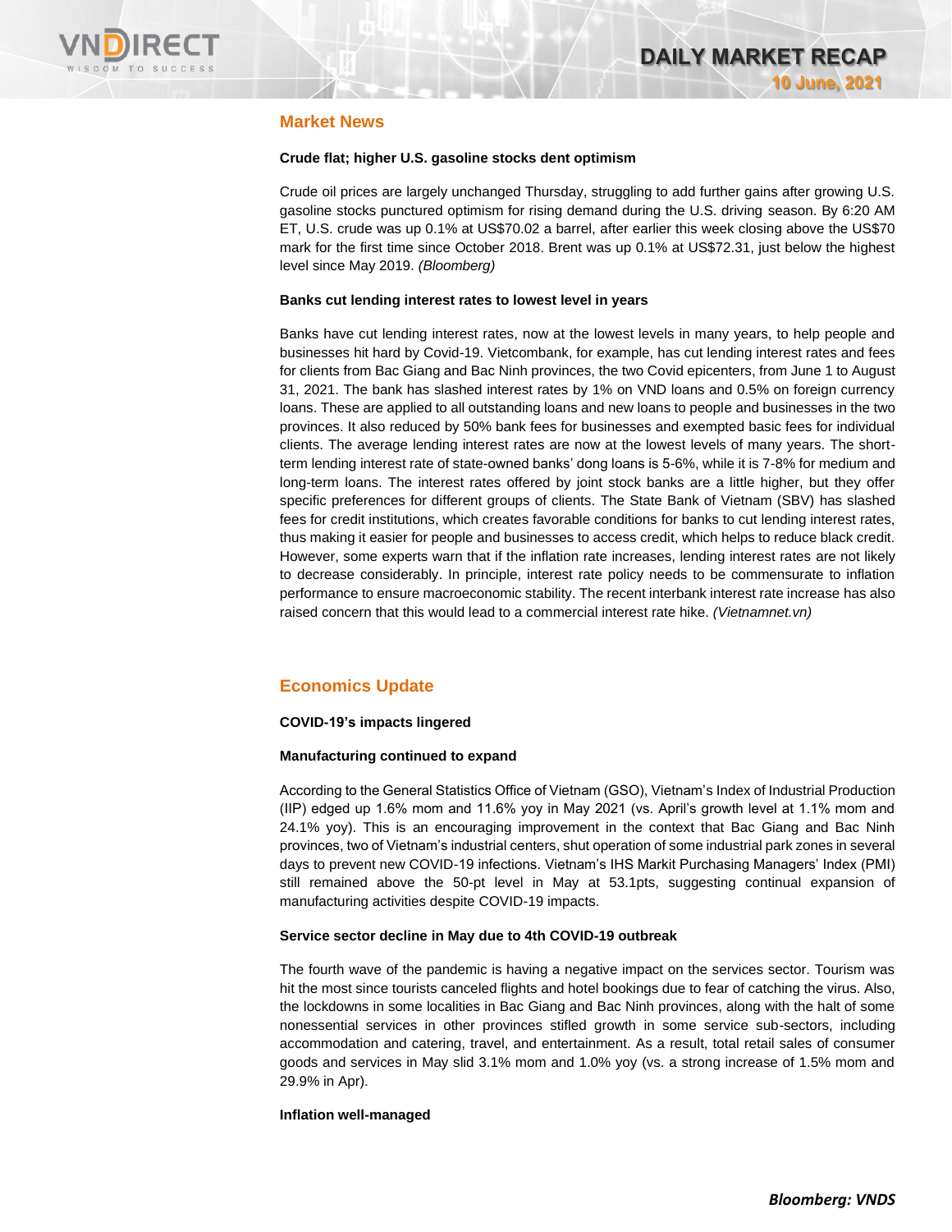## Market News

**Crude flat; higher U.S. gasoline stocks dent optimism**

Crude oil prices are largely unchanged Thursday, struggling to add further gains after growing U.S. gasoline stocks punctured optimism for rising demand during the U.S. driving season. By 6:20 AM ET, U.S. crude was up 0.1% at US$70.02 a barrel, after earlier this week closing above the US$70 mark for the first time since October 2018. Brent was up 0.1% at US$72.31, just below the highest level since May 2019. *(Bloomberg)*

**Banks cut lending interest rates to lowest level in years**

Banks have cut lending interest rates, now at the lowest levels in many years, to help people and businesses hit hard by Covid-19. Vietcombank, for example, has cut lending interest rates and fees for clients from Bac Giang and Bac Ninh provinces, the two Covid epicenters, from June 1 to August 31, 2021. The bank has slashed interest rates by 1% on VND loans and 0.5% on foreign currency loans. These are applied to all outstanding loans and new loans to people and businesses in the two provinces. It also reduced by 50% bank fees for businesses and exempted basic fees for individual clients. The average lending interest rates are now at the lowest levels of many years. The short-term lending interest rate of state-owned banks' dong loans is 5-6%, while it is 7-8% for medium and long-term loans. The interest rates offered by joint stock banks are a little higher, but they offer specific preferences for different groups of clients. The State Bank of Vietnam (SBV) has slashed fees for credit institutions, which creates favorable conditions for banks to cut lending interest rates, thus making it easier for people and businesses to access credit, which helps to reduce black credit. However, some experts warn that if the inflation rate increases, lending interest rates are not likely to decrease considerably. In principle, interest rate policy needs to be commensurate to inflation performance to ensure macroeconomic stability. The recent interbank interest rate increase has also raised concern that this would lead to a commercial interest rate hike. *(Vietnamnet.vn)*

## Economics Update

**COVID-19's impacts lingered**

**Manufacturing continued to expand**

According to the General Statistics Office of Vietnam (GSO), Vietnam's Index of Industrial Production (IIP) edged up 1.6% mom and 11.6% yoy in May 2021 (vs. April's growth level at 1.1% mom and 24.1% yoy). This is an encouraging improvement in the context that Bac Giang and Bac Ninh provinces, two of Vietnam's industrial centers, shut operation of some industrial park zones in several days to prevent new COVID-19 infections. Vietnam's IHS Markit Purchasing Managers' Index (PMI) still remained above the 50-pt level in May at 53.1pts, suggesting continual expansion of manufacturing activities despite COVID-19 impacts.

**Service sector decline in May due to 4th COVID-19 outbreak**

The fourth wave of the pandemic is having a negative impact on the services sector. Tourism was hit the most since tourists canceled flights and hotel bookings due to fear of catching the virus. Also, the lockdowns in some localities in Bac Giang and Bac Ninh provinces, along with the halt of some nonessential services in other provinces stifled growth in some service sub-sectors, including accommodation and catering, travel, and entertainment. As a result, total retail sales of consumer goods and services in May slid 3.1% mom and 1.0% yoy (vs. a strong increase of 1.5% mom and 29.9% in Apr).

**Inflation well-managed**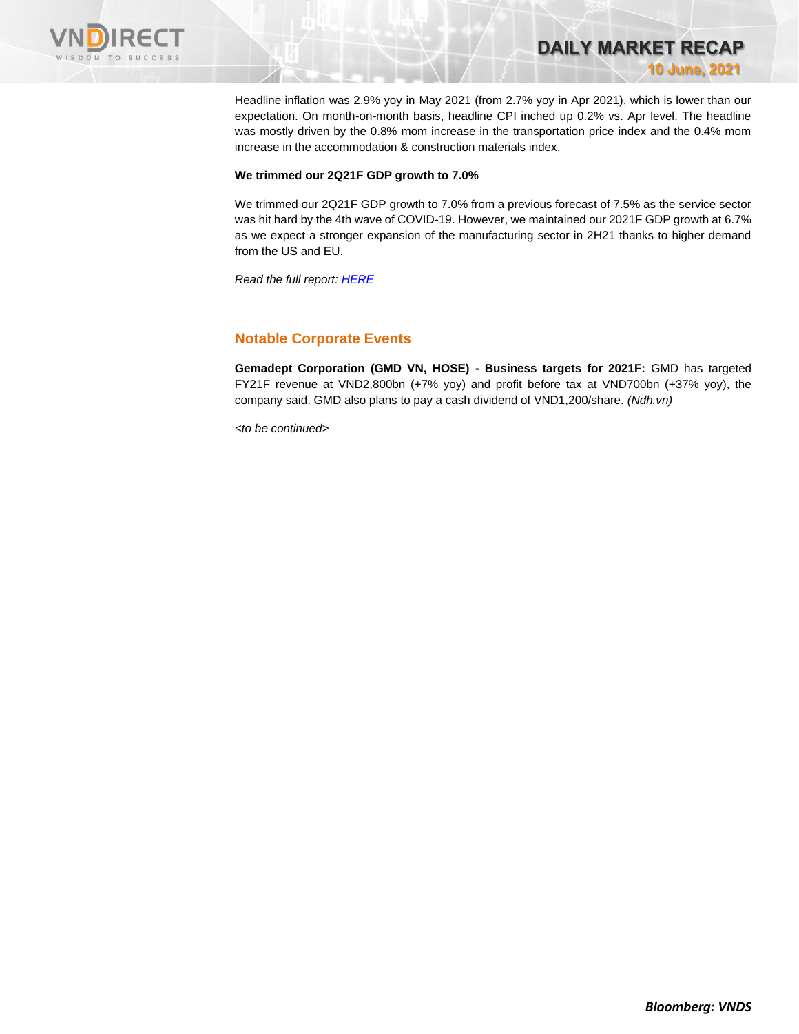Headline inflation was 2.9% yoy in May 2021 (from 2.7% yoy in Apr 2021), which is lower than our expectation. On month-on-month basis, headline CPI inched up 0.2% vs. Apr level. The headline was mostly driven by the 0.8% mom increase in the transportation price index and the 0.4% mom increase in the accommodation & construction materials index.

**We trimmed our 2Q21F GDP growth to 7.0%**

We trimmed our 2Q21F GDP growth to 7.0% from a previous forecast of 7.5% as the service sector was hit hard by the 4th wave of COVID-19. However, we maintained our 2021F GDP growth at 6.7% as we expect a stronger expansion of the manufacturing sector in 2H21 thanks to higher demand from the US and EU.

*Read the full report: HERE*

## Notable Corporate Events

**Gemadept Corporation (GMD VN, HOSE) - Business targets for 2021F:** GMD has targeted FY21F revenue at VND2,800bn (+7% yoy) and profit before tax at VND700bn (+37% yoy), the company said. GMD also plans to pay a cash dividend of VND1,200/share. *(Ndh.vn)*

*<to be continued>*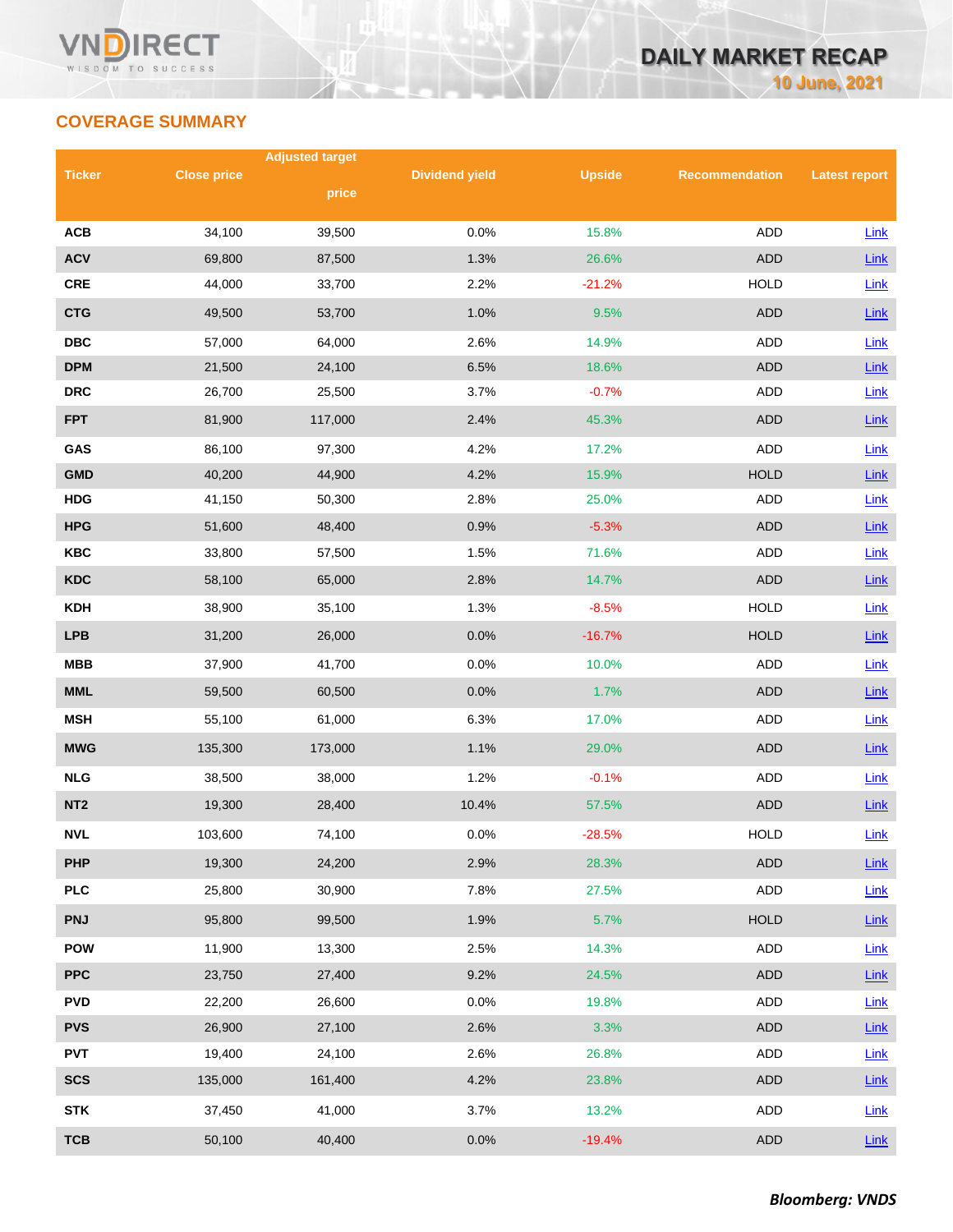## COVERAGE SUMMARY

| Ticker | Close price | Adjusted target price | Dividend yield | Upside | Recommendation | Latest report |
|---|---|---|---|---|---|---|
| ACB | 34,100 | 39,500 | 0.0% | 15.8% | ADD | Link |
| ACV | 69,800 | 87,500 | 1.3% | 26.6% | ADD | Link |
| CRE | 44,000 | 33,700 | 2.2% | -21.2% | HOLD | Link |
| CTG | 49,500 | 53,700 | 1.0% | 9.5% | ADD | Link |
| DBC | 57,000 | 64,000 | 2.6% | 14.9% | ADD | Link |
| DPM | 21,500 | 24,100 | 6.5% | 18.6% | ADD | Link |
| DRC | 26,700 | 25,500 | 3.7% | -0.7% | ADD | Link |
| FPT | 81,900 | 117,000 | 2.4% | 45.3% | ADD | Link |
| GAS | 86,100 | 97,300 | 4.2% | 17.2% | ADD | Link |
| GMD | 40,200 | 44,900 | 4.2% | 15.9% | HOLD | Link |
| HDG | 41,150 | 50,300 | 2.8% | 25.0% | ADD | Link |
| HPG | 51,600 | 48,400 | 0.9% | -5.3% | ADD | Link |
| KBC | 33,800 | 57,500 | 1.5% | 71.6% | ADD | Link |
| KDC | 58,100 | 65,000 | 2.8% | 14.7% | ADD | Link |
| KDH | 38,900 | 35,100 | 1.3% | -8.5% | HOLD | Link |
| LPB | 31,200 | 26,000 | 0.0% | -16.7% | HOLD | Link |
| MBB | 37,900 | 41,700 | 0.0% | 10.0% | ADD | Link |
| MML | 59,500 | 60,500 | 0.0% | 1.7% | ADD | Link |
| MSH | 55,100 | 61,000 | 6.3% | 17.0% | ADD | Link |
| MWG | 135,300 | 173,000 | 1.1% | 29.0% | ADD | Link |
| NLG | 38,500 | 38,000 | 1.2% | -0.1% | ADD | Link |
| NT2 | 19,300 | 28,400 | 10.4% | 57.5% | ADD | Link |
| NVL | 103,600 | 74,100 | 0.0% | -28.5% | HOLD | Link |
| PHP | 19,300 | 24,200 | 2.9% | 28.3% | ADD | Link |
| PLC | 25,800 | 30,900 | 7.8% | 27.5% | ADD | Link |
| PNJ | 95,800 | 99,500 | 1.9% | 5.7% | HOLD | Link |
| POW | 11,900 | 13,300 | 2.5% | 14.3% | ADD | Link |
| PPC | 23,750 | 27,400 | 9.2% | 24.5% | ADD | Link |
| PVD | 22,200 | 26,600 | 0.0% | 19.8% | ADD | Link |
| PVS | 26,900 | 27,100 | 2.6% | 3.3% | ADD | Link |
| PVT | 19,400 | 24,100 | 2.6% | 26.8% | ADD | Link |
| SCS | 135,000 | 161,400 | 4.2% | 23.8% | ADD | Link |
| STK | 37,450 | 41,000 | 3.7% | 13.2% | ADD | Link |
| TCB | 50,100 | 40,400 | 0.0% | -19.4% | ADD | Link |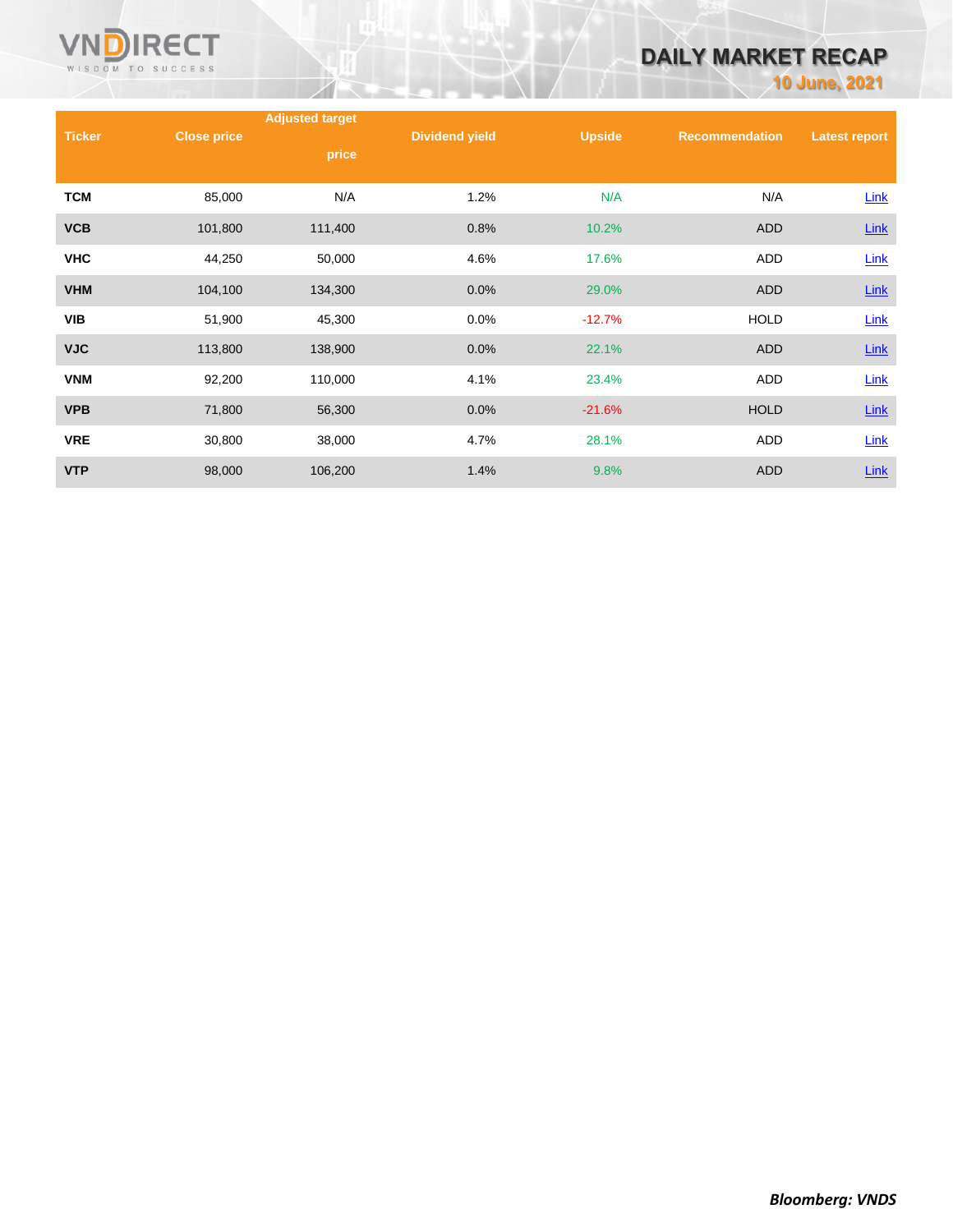| Ticker | Close price | Adjusted target price | Dividend yield | Upside | Recommendation | Latest report |
|---|---|---|---|---|---|---|
| TCM | 85,000 | N/A | 1.2% | N/A | N/A | Link |
| VCB | 101,800 | 111,400 | 0.8% | 10.2% | ADD | Link |
| VHC | 44,250 | 50,000 | 4.6% | 17.6% | ADD | Link |
| VHM | 104,100 | 134,300 | 0.0% | 29.0% | ADD | Link |
| VIB | 51,900 | 45,300 | 0.0% | -12.7% | HOLD | Link |
| VJC | 113,800 | 138,900 | 0.0% | 22.1% | ADD | Link |
| VNM | 92,200 | 110,000 | 4.1% | 23.4% | ADD | Link |
| VPB | 71,800 | 56,300 | 0.0% | -21.6% | HOLD | Link |
| VRE | 30,800 | 38,000 | 4.7% | 28.1% | ADD | Link |
| VTP | 98,000 | 106,200 | 1.4% | 9.8% | ADD | Link |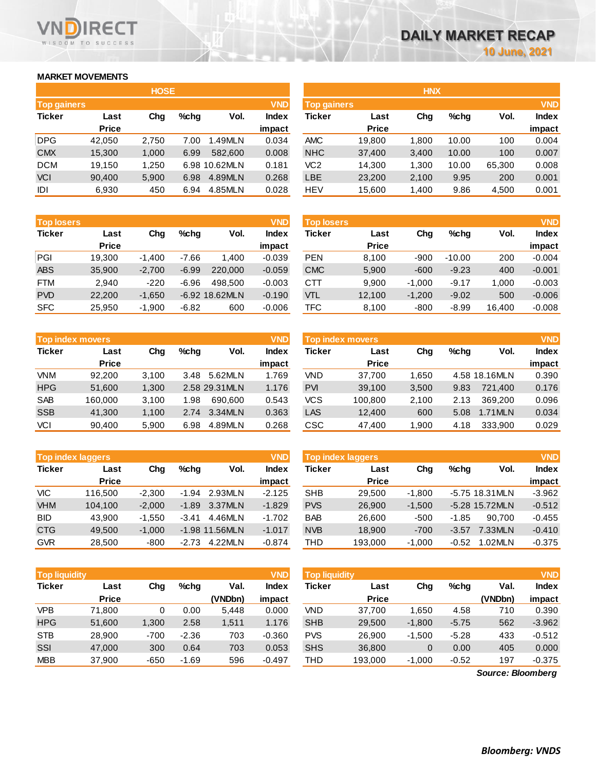# DAILY MARKET RECAP

10 June, 2021

## MARKET MOVEMENTS

### HOSE

| Top gainers | | | | | VND |
|---|---|---|---|---|---|
| Ticker | Last Price | Chg | %chg | Vol. | Index impact |
| DPG | 42,050 | 2,750 | 7.00 | 1.49MLN | 0.034 |
| CMX | 15,300 | 1,000 | 6.99 | 582,600 | 0.008 |
| DCM | 19,150 | 1,250 | 6.98 | 10.62MLN | 0.181 |
| VCI | 90,400 | 5,900 | 6.98 | 4.89MLN | 0.268 |
| IDI | 6,930 | 450 | 6.94 | 4.85MLN | 0.028 |

| Top losers | | | | | VND |
|---|---|---|---|---|---|
| Ticker | Last Price | Chg | %chg | Vol. | Index impact |
| PGI | 19,300 | -1,400 | -7.66 | 1,400 | -0.039 |
| ABS | 35,900 | -2,700 | -6.99 | 220,000 | -0.059 |
| FTM | 2,940 | -220 | -6.96 | 498,500 | -0.003 |
| PVD | 22,200 | -1,650 | -6.92 | 18.62MLN | -0.190 |
| SFC | 25,950 | -1,900 | -6.82 | 600 | -0.006 |

| Top index movers | | | | | VND |
|---|---|---|---|---|---|
| Ticker | Last Price | Chg | %chg | Vol. | Index impact |
| VNM | 92,200 | 3,100 | 3.48 | 5.62MLN | 1.769 |
| HPG | 51,600 | 1,300 | 2.58 | 29.31MLN | 1.176 |
| SAB | 160,000 | 3,100 | 1.98 | 690,600 | 0.543 |
| SSB | 41,300 | 1,100 | 2.74 | 3.34MLN | 0.363 |
| VCI | 90,400 | 5,900 | 6.98 | 4.89MLN | 0.268 |

| Top index laggers | | | | | VND |
|---|---|---|---|---|---|
| Ticker | Last Price | Chg | %chg | Vol. | Index impact |
| VIC | 116,500 | -2,300 | -1.94 | 2.93MLN | -2.125 |
| VHM | 104,100 | -2,000 | -1.89 | 3.37MLN | -1.829 |
| BID | 43,900 | -1,550 | -3.41 | 4.46MLN | -1.702 |
| CTG | 49,500 | -1,000 | -1.98 | 11.56MLN | -1.017 |
| GVR | 28,500 | -800 | -2.73 | 4.22MLN | -0.874 |

| Top liquidity | | | | | VND |
|---|---|---|---|---|---|
| Ticker | Last Price | Chg | %chg | Val. (VNDbn) | Index impact |
| VPB | 71,800 | 0 | 0.00 | 5,448 | 0.000 |
| HPG | 51,600 | 1,300 | 2.58 | 1,511 | 1.176 |
| STB | 28,900 | -700 | -2.36 | 703 | -0.360 |
| SSI | 47,000 | 300 | 0.64 | 703 | 0.053 |
| MBB | 37,900 | -650 | -1.69 | 596 | -0.497 |

### HNX

| Top gainers | | | | | VND |
|---|---|---|---|---|---|
| Ticker | Last Price | Chg | %chg | Vol. | Index impact |
| AMC | 19,800 | 1,800 | 10.00 | 100 | 0.004 |
| NHC | 37,400 | 3,400 | 10.00 | 100 | 0.007 |
| VC2 | 14,300 | 1,300 | 10.00 | 65,300 | 0.008 |
| LBE | 23,200 | 2,100 | 9.95 | 200 | 0.001 |
| HEV | 15,600 | 1,400 | 9.86 | 4,500 | 0.001 |

| Top losers | | | | | VND |
|---|---|---|---|---|---|
| Ticker | Last Price | Chg | %chg | Vol. | Index impact |
| PEN | 8,100 | -900 | -10.00 | 200 | -0.004 |
| CMC | 5,900 | -600 | -9.23 | 400 | -0.001 |
| CTT | 9,900 | -1,000 | -9.17 | 1,000 | -0.003 |
| VTL | 12,100 | -1,200 | -9.02 | 500 | -0.006 |
| TFC | 8,100 | -800 | -8.99 | 16,400 | -0.008 |

| Top index movers | | | | | VND |
|---|---|---|---|---|---|
| Ticker | Last Price | Chg | %chg | Vol. | Index impact |
| VND | 37,700 | 1,650 | 4.58 | 18.16MLN | 0.390 |
| PVI | 39,100 | 3,500 | 9.83 | 721,400 | 0.176 |
| VCS | 100,800 | 2,100 | 2.13 | 369,200 | 0.096 |
| LAS | 12,400 | 600 | 5.08 | 1.71MLN | 0.034 |
| CSC | 47,400 | 1,900 | 4.18 | 333,900 | 0.029 |

| Top index laggers | | | | | VND |
|---|---|---|---|---|---|
| Ticker | Last Price | Chg | %chg | Vol. | Index impact |
| SHB | 29,500 | -1,800 | -5.75 | 18.31MLN | -3.962 |
| PVS | 26,900 | -1,500 | -5.28 | 15.72MLN | -0.512 |
| BAB | 26,600 | -500 | -1.85 | 90,700 | -0.455 |
| NVB | 18,900 | -700 | -3.57 | 7.33MLN | -0.410 |
| THD | 193,000 | -1,000 | -0.52 | 1.02MLN | -0.375 |

| Top liquidity | | | | | VND |
|---|---|---|---|---|---|
| Ticker | Last Price | Chg | %chg | Val. (VNDbn) | Index impact |
| VND | 37,700 | 1,650 | 4.58 | 710 | 0.390 |
| SHB | 29,500 | -1,800 | -5.75 | 562 | -3.962 |
| PVS | 26,900 | -1,500 | -5.28 | 433 | -0.512 |
| SHS | 36,800 | 0 | 0.00 | 405 | 0.000 |
| THD | 193,000 | -1,000 | -0.52 | 197 | -0.375 |

*Source: Bloomberg*

*Bloomberg: VNDS*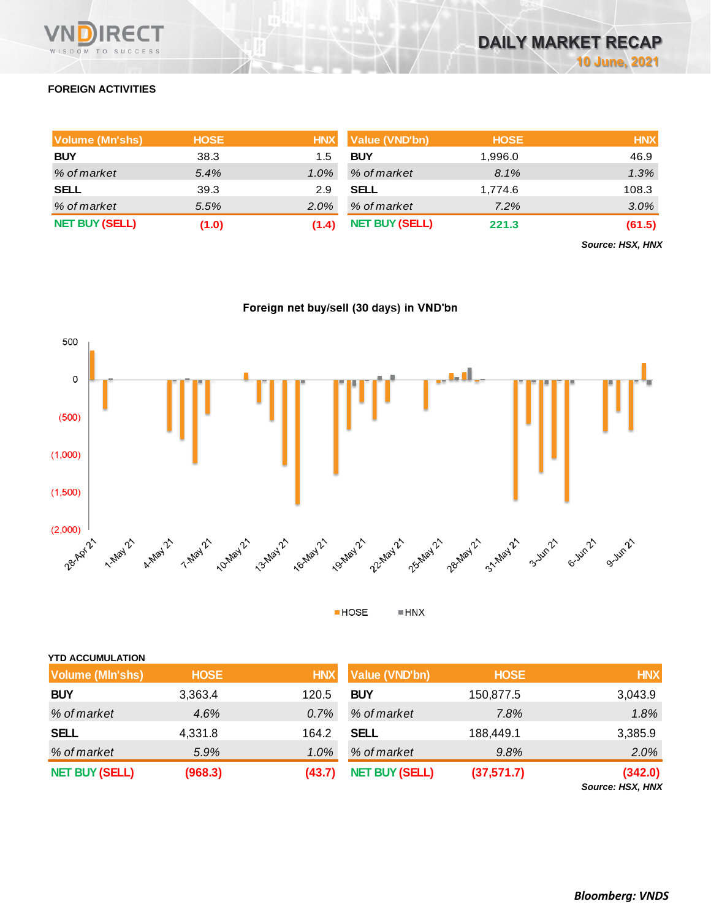## FOREIGN ACTIVITIES

| Volume (Mn'shs) | HOSE | HNX |
|---|---|---|
| **BUY** | 38.3 | 1.5 |
| *% of market* | *5.4%* | *1.0%* |
| **SELL** | 39.3 | 2.9 |
| *% of market* | *5.5%* | *2.0%* |
| **NET BUY (SELL)** | **(1.0)** | **(1.4)** |

| Value (VND'bn) | HOSE | HNX |
|---|---|---|
| **BUY** | 1,996.0 | 46.9 |
| *% of market* | *8.1%* | *1.3%* |
| **SELL** | 1,774.6 | 108.3 |
| *% of market* | *7.2%* | *3.0%* |
| **NET BUY (SELL)** | **221.3** | **(61.5)** |

***Source: HSX, HNX***

**Foreign net buy/sell (30 days) in VND'bn**

HOSE ■ HNX ■

### YTD ACCUMULATION

| Volume (Mln'shs) | HOSE | HNX |
|---|---|---|
| **BUY** | 3,363.4 | 120.5 |
| *% of market* | *4.6%* | *0.7%* |
| **SELL** | 4,331.8 | 164.2 |
| *% of market* | *5.9%* | *1.0%* |
| **NET BUY (SELL)** | **(968.3)** | **(43.7)** |

| Value (VND'bn) | HOSE | HNX |
|---|---|---|
| **BUY** | 150,877.5 | 3,043.9 |
| *% of market* | *7.8%* | *1.8%* |
| **SELL** | 188,449.1 | 3,385.9 |
| *% of market* | *9.8%* | *2.0%* |
| **NET BUY (SELL)** | **(37,571.7)** | **(342.0)** |

***Source: HSX, HNX***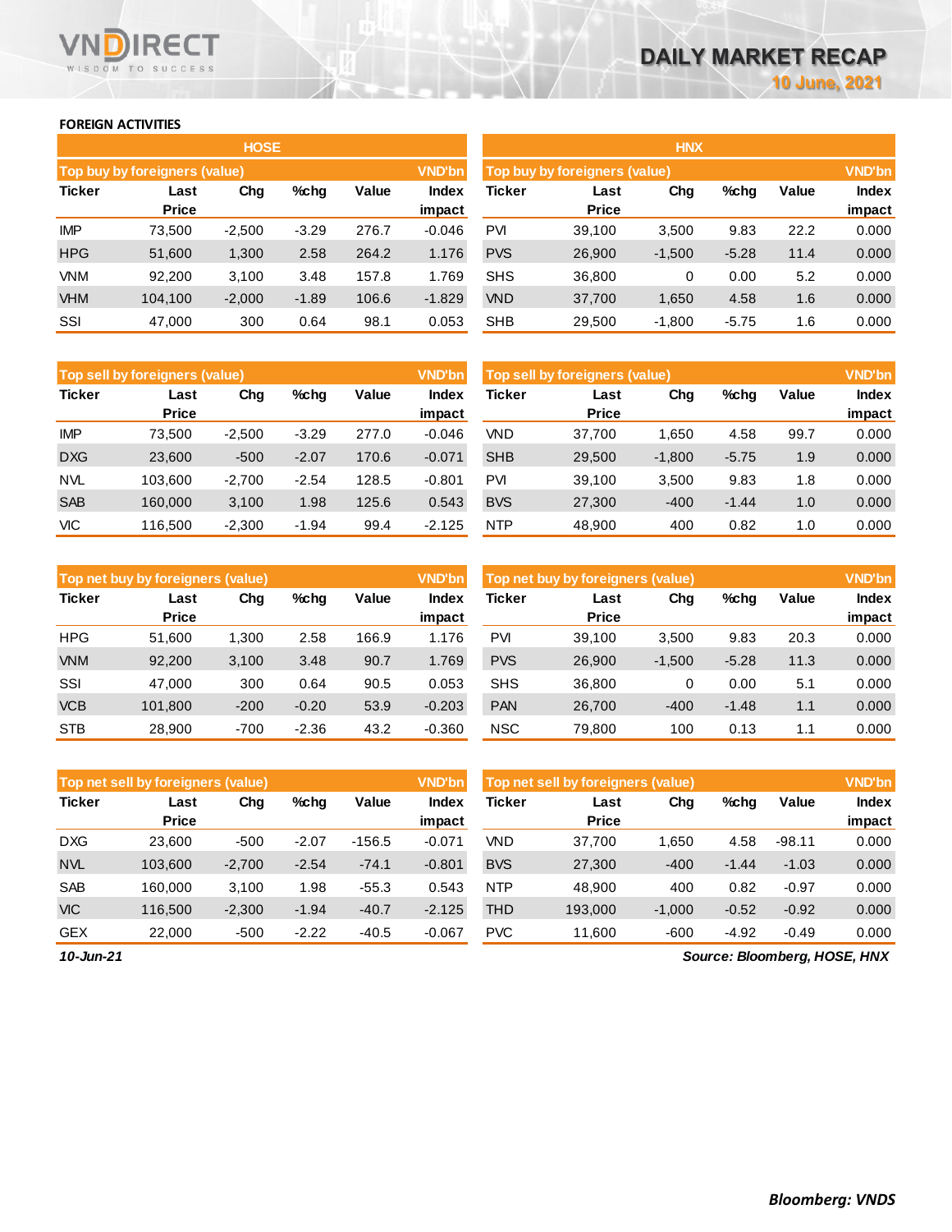## FOREIGN ACTIVITIES

### HOSE

| Top buy by foreigners (value) | | | | | VND'bn |
|---|---|---|---|---|---|
| Ticker | Last Price | Chg | %chg | Value | Index impact |
| IMP | 73,500 | -2,500 | -3.29 | 276.7 | -0.046 |
| HPG | 51,600 | 1,300 | 2.58 | 264.2 | 1.176 |
| VNM | 92,200 | 3,100 | 3.48 | 157.8 | 1.769 |
| VHM | 104,100 | -2,000 | -1.89 | 106.6 | -1.829 |
| SSI | 47,000 | 300 | 0.64 | 98.1 | 0.053 |

| Top sell by foreigners (value) | | | | | VND'bn |
|---|---|---|---|---|---|
| Ticker | Last Price | Chg | %chg | Value | Index impact |
| IMP | 73,500 | -2,500 | -3.29 | 277.0 | -0.046 |
| DXG | 23,600 | -500 | -2.07 | 170.6 | -0.071 |
| NVL | 103,600 | -2,700 | -2.54 | 128.5 | -0.801 |
| SAB | 160,000 | 3,100 | 1.98 | 125.6 | 0.543 |
| VIC | 116,500 | -2,300 | -1.94 | 99.4 | -2.125 |

| Top net buy by foreigners (value) | | | | | VND'bn |
|---|---|---|---|---|---|
| Ticker | Last Price | Chg | %chg | Value | Index impact |
| HPG | 51,600 | 1,300 | 2.58 | 166.9 | 1.176 |
| VNM | 92,200 | 3,100 | 3.48 | 90.7 | 1.769 |
| SSI | 47,000 | 300 | 0.64 | 90.5 | 0.053 |
| VCB | 101,800 | -200 | -0.20 | 53.9 | -0.203 |
| STB | 28,900 | -700 | -2.36 | 43.2 | -0.360 |

| Top net sell by foreigners (value) | | | | | VND'bn |
|---|---|---|---|---|---|
| Ticker | Last Price | Chg | %chg | Value | Index impact |
| DXG | 23,600 | -500 | -2.07 | -156.5 | -0.071 |
| NVL | 103,600 | -2,700 | -2.54 | -74.1 | -0.801 |
| SAB | 160,000 | 3,100 | 1.98 | -55.3 | 0.543 |
| VIC | 116,500 | -2,300 | -1.94 | -40.7 | -2.125 |
| GEX | 22,000 | -500 | -2.22 | -40.5 | -0.067 |

### HNX

| Top buy by foreigners (value) | | | | | VND'bn |
|---|---|---|---|---|---|
| Ticker | Last Price | Chg | %chg | Value | Index impact |
| PVI | 39,100 | 3,500 | 9.83 | 22.2 | 0.000 |
| PVS | 26,900 | -1,500 | -5.28 | 11.4 | 0.000 |
| SHS | 36,800 | 0 | 0.00 | 5.2 | 0.000 |
| VND | 37,700 | 1,650 | 4.58 | 1.6 | 0.000 |
| SHB | 29,500 | -1,800 | -5.75 | 1.6 | 0.000 |

| Top sell by foreigners (value) | | | | | VND'bn |
|---|---|---|---|---|---|
| Ticker | Last Price | Chg | %chg | Value | Index impact |
| VND | 37,700 | 1,650 | 4.58 | 99.7 | 0.000 |
| SHB | 29,500 | -1,800 | -5.75 | 1.9 | 0.000 |
| PVI | 39,100 | 3,500 | 9.83 | 1.8 | 0.000 |
| BVS | 27,300 | -400 | -1.44 | 1.0 | 0.000 |
| NTP | 48,900 | 400 | 0.82 | 1.0 | 0.000 |

| Top net buy by foreigners (value) | | | | | VND'bn |
|---|---|---|---|---|---|
| Ticker | Last Price | Chg | %chg | Value | Index impact |
| PVI | 39,100 | 3,500 | 9.83 | 20.3 | 0.000 |
| PVS | 26,900 | -1,500 | -5.28 | 11.3 | 0.000 |
| SHS | 36,800 | 0 | 0.00 | 5.1 | 0.000 |
| PAN | 26,700 | -400 | -1.48 | 1.1 | 0.000 |
| NSC | 79,800 | 100 | 0.13 | 1.1 | 0.000 |

| Top net sell by foreigners (value) | | | | | VND'bn |
|---|---|---|---|---|---|
| Ticker | Last Price | Chg | %chg | Value | Index impact |
| VND | 37,700 | 1,650 | 4.58 | -98.11 | 0.000 |
| BVS | 27,300 | -400 | -1.44 | -1.03 | 0.000 |
| NTP | 48,900 | 400 | 0.82 | -0.97 | 0.000 |
| THD | 193,000 | -1,000 | -0.52 | -0.92 | 0.000 |
| PVC | 11,600 | -600 | -4.92 | -0.49 | 0.000 |

*10-Jun-21*

*Source: Bloomberg, HOSE, HNX*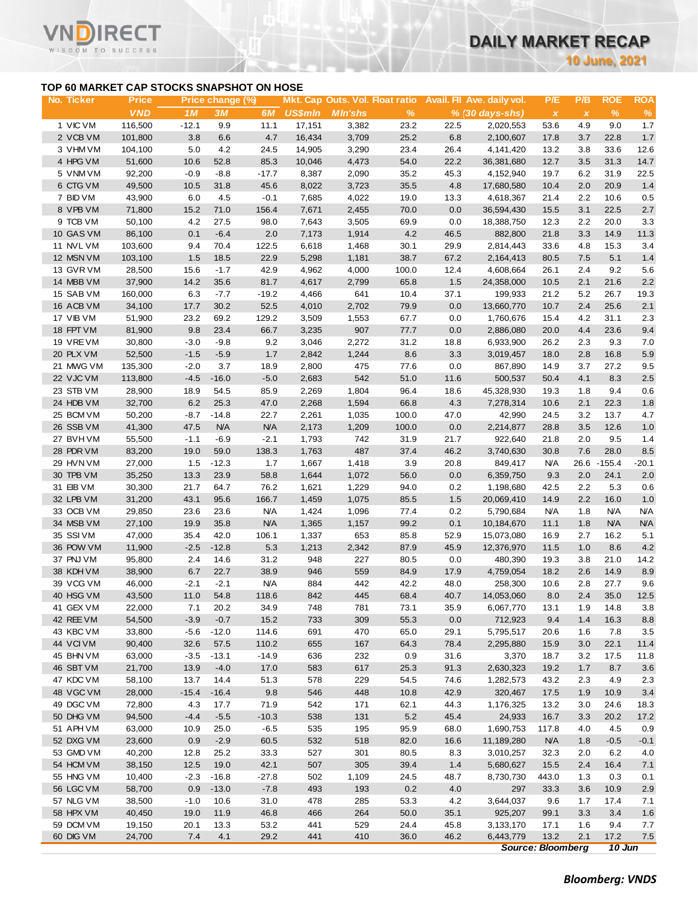# DAILY MARKET RECAP

10 June, 2021

## TOP 60 MARKET CAP STOCKS SNAPSHOT ON HOSE

| No. | Ticker | Price | Price change (%) | | | Mkt. Cap | Outs. Vol. | Float ratio | Avail. FII | Ave. daily vol. | P/E | P/B | ROE | ROA |
|---|---|---|---|---|---|---|---|---|---|---|---|---|---|---|
| | | VND | 1M | 3M | 6M | US$mln | Mln'shs | % | % | (30 days-shs) | x | x | % | % |
| 1 | VIC VM | 116,500 | -12.1 | 9.9 | 11.1 | 17,151 | 3,382 | 23.2 | 22.5 | 2,020,553 | 53.6 | 4.9 | 9.0 | 1.7 |
| 2 | VCB VM | 101,800 | 3.8 | 6.6 | 4.7 | 16,434 | 3,709 | 25.2 | 6.8 | 2,100,607 | 17.8 | 3.7 | 22.8 | 1.7 |
| 3 | VHM VM | 104,100 | 5.0 | 4.2 | 24.5 | 14,905 | 3,290 | 23.4 | 26.4 | 4,141,420 | 13.2 | 3.8 | 33.6 | 12.6 |
| 4 | HPG VM | 51,600 | 10.6 | 52.8 | 85.3 | 10,046 | 4,473 | 54.0 | 22.2 | 36,381,680 | 12.7 | 3.5 | 31.3 | 14.7 |
| 5 | VNM VM | 92,200 | -0.9 | -8.8 | -17.7 | 8,387 | 2,090 | 35.2 | 45.3 | 4,152,940 | 19.7 | 6.2 | 31.9 | 22.5 |
| 6 | CTG VM | 49,500 | 10.5 | 31.8 | 45.6 | 8,022 | 3,723 | 35.5 | 4.8 | 17,680,580 | 10.4 | 2.0 | 20.9 | 1.4 |
| 7 | BID VM | 43,900 | 6.0 | 4.5 | -0.1 | 7,685 | 4,022 | 19.0 | 13.3 | 4,618,367 | 21.4 | 2.2 | 10.6 | 0.5 |
| 8 | VPB VM | 71,800 | 15.2 | 71.0 | 156.4 | 7,671 | 2,455 | 70.0 | 0.0 | 36,594,430 | 15.5 | 3.1 | 22.5 | 2.7 |
| 9 | TCB VM | 50,100 | 4.2 | 27.5 | 98.0 | 7,643 | 3,505 | 69.9 | 0.0 | 18,388,750 | 12.3 | 2.2 | 20.0 | 3.3 |
| 10 | GAS VM | 86,100 | 0.1 | -6.4 | 2.0 | 7,173 | 1,914 | 4.2 | 46.5 | 882,800 | 21.8 | 3.3 | 14.9 | 11.3 |
| 11 | NVL VM | 103,600 | 9.4 | 70.4 | 122.5 | 6,618 | 1,468 | 30.1 | 29.9 | 2,814,443 | 33.6 | 4.8 | 15.3 | 3.4 |
| 12 | MSN VM | 103,100 | 1.5 | 18.5 | 22.9 | 5,298 | 1,181 | 38.7 | 67.2 | 2,164,413 | 80.5 | 7.5 | 5.1 | 1.4 |
| 13 | GVR VM | 28,500 | 15.6 | -1.7 | 42.9 | 4,962 | 4,000 | 100.0 | 12.4 | 4,608,664 | 26.1 | 2.4 | 9.2 | 5.6 |
| 14 | MBB VM | 37,900 | 14.2 | 35.6 | 81.7 | 4,617 | 2,799 | 65.8 | 1.5 | 24,358,000 | 10.5 | 2.1 | 21.6 | 2.2 |
| 15 | SAB VM | 160,000 | 6.3 | -7.7 | -19.2 | 4,466 | 641 | 10.4 | 37.1 | 199,933 | 21.2 | 5.2 | 26.7 | 19.3 |
| 16 | ACB VM | 34,100 | 17.7 | 30.2 | 52.5 | 4,010 | 2,702 | 79.9 | 0.0 | 13,660,770 | 10.7 | 2.4 | 25.6 | 2.1 |
| 17 | VIB VM | 51,900 | 23.2 | 69.2 | 129.2 | 3,509 | 1,553 | 67.7 | 0.0 | 1,760,676 | 15.4 | 4.2 | 31.1 | 2.3 |
| 18 | FPT VM | 81,900 | 9.8 | 23.4 | 66.7 | 3,235 | 907 | 77.7 | 0.0 | 2,886,080 | 20.0 | 4.4 | 23.6 | 9.4 |
| 19 | VRE VM | 30,800 | -3.0 | -9.8 | 9.2 | 3,046 | 2,272 | 31.2 | 18.8 | 6,933,900 | 26.2 | 2.3 | 9.3 | 7.0 |
| 20 | PLX VM | 52,500 | -1.5 | -5.9 | 1.7 | 2,842 | 1,244 | 8.6 | 3.3 | 3,019,457 | 18.0 | 2.8 | 16.8 | 5.9 |
| 21 | MWG VM | 135,300 | -2.0 | 3.7 | 18.9 | 2,800 | 475 | 77.6 | 0.0 | 867,890 | 14.9 | 3.7 | 27.2 | 9.5 |
| 22 | VJC VM | 113,800 | -4.5 | -16.0 | -5.0 | 2,683 | 542 | 51.0 | 11.6 | 500,537 | 50.4 | 4.1 | 8.3 | 2.5 |
| 23 | STB VM | 28,900 | 18.9 | 54.5 | 85.9 | 2,269 | 1,804 | 96.4 | 18.6 | 45,328,930 | 19.3 | 1.8 | 9.4 | 0.6 |
| 24 | HDB VM | 32,700 | 6.2 | 25.3 | 47.0 | 2,268 | 1,594 | 66.8 | 4.3 | 7,278,314 | 10.6 | 2.1 | 22.3 | 1.8 |
| 25 | BCM VM | 50,200 | -8.7 | -14.8 | 22.7 | 2,261 | 1,035 | 100.0 | 47.0 | 42,990 | 24.5 | 3.2 | 13.7 | 4.7 |
| 26 | SSB VM | 41,300 | 47.5 | N/A | N/A | 2,173 | 1,209 | 100.0 | 0.0 | 2,214,877 | 28.8 | 3.5 | 12.6 | 1.0 |
| 27 | BVH VM | 55,500 | -1.1 | -6.9 | -2.1 | 1,793 | 742 | 31.9 | 21.7 | 922,640 | 21.8 | 2.0 | 9.5 | 1.4 |
| 28 | PDR VM | 83,200 | 19.0 | 59.0 | 138.3 | 1,763 | 487 | 37.4 | 46.2 | 3,740,630 | 30.8 | 7.6 | 28.0 | 8.5 |
| 29 | HVN VM | 27,000 | 1.5 | -12.3 | 1.7 | 1,667 | 1,418 | 3.9 | 20.8 | 849,417 | N/A | 26.6 | -155.4 | -20.1 |
| 30 | TPB VM | 35,250 | 13.3 | 23.9 | 58.8 | 1,644 | 1,072 | 56.0 | 0.0 | 6,359,750 | 9.3 | 2.0 | 24.1 | 2.0 |
| 31 | EIB VM | 30,300 | 21.7 | 64.7 | 76.2 | 1,621 | 1,229 | 94.0 | 0.2 | 1,198,680 | 42.5 | 2.2 | 5.3 | 0.6 |
| 32 | LPB VM | 31,200 | 43.1 | 95.6 | 166.7 | 1,459 | 1,075 | 85.5 | 1.5 | 20,069,410 | 14.9 | 2.2 | 16.0 | 1.0 |
| 33 | OCB VM | 29,850 | 23.6 | 23.6 | N/A | 1,424 | 1,096 | 77.4 | 0.2 | 5,790,684 | N/A | 1.8 | N/A | N/A |
| 34 | MSB VM | 27,100 | 19.9 | 35.8 | N/A | 1,365 | 1,157 | 99.2 | 0.1 | 10,184,670 | 11.1 | 1.8 | N/A | N/A |
| 35 | SSI VM | 47,000 | 35.4 | 42.0 | 106.1 | 1,337 | 653 | 85.8 | 52.9 | 15,073,080 | 16.9 | 2.7 | 16.2 | 5.1 |
| 36 | POW VM | 11,900 | -2.5 | -12.8 | 5.3 | 1,213 | 2,342 | 87.9 | 45.9 | 12,376,970 | 11.5 | 1.0 | 8.6 | 4.2 |
| 37 | PNJ VM | 95,800 | 2.4 | 14.6 | 31.2 | 948 | 227 | 80.5 | 0.0 | 480,390 | 19.3 | 3.8 | 21.0 | 14.2 |
| 38 | KDH VM | 38,900 | 6.7 | 22.7 | 38.9 | 946 | 559 | 84.9 | 17.9 | 4,759,054 | 18.2 | 2.6 | 14.9 | 8.9 |
| 39 | VCG VM | 46,000 | -2.1 | -2.1 | N/A | 884 | 442 | 42.2 | 48.0 | 258,300 | 10.6 | 2.8 | 27.7 | 9.6 |
| 40 | HSG VM | 43,500 | 11.0 | 54.8 | 118.6 | 842 | 445 | 68.4 | 40.7 | 14,053,060 | 8.0 | 2.4 | 35.0 | 12.5 |
| 41 | GEX VM | 22,000 | 7.1 | 20.2 | 34.9 | 748 | 781 | 73.1 | 35.9 | 6,067,770 | 13.1 | 1.9 | 14.8 | 3.8 |
| 42 | REE VM | 54,500 | -3.9 | -0.7 | 15.2 | 733 | 309 | 55.3 | 0.0 | 712,923 | 9.4 | 1.4 | 16.3 | 8.8 |
| 43 | KBC VM | 33,800 | -5.6 | -12.0 | 114.6 | 691 | 470 | 65.0 | 29.1 | 5,795,517 | 20.6 | 1.6 | 7.8 | 3.5 |
| 44 | VCI VM | 90,400 | 32.6 | 57.5 | 110.2 | 655 | 167 | 64.3 | 78.4 | 2,295,880 | 15.9 | 3.0 | 22.1 | 11.4 |
| 45 | BHN VM | 63,000 | -3.5 | -13.1 | -14.9 | 636 | 232 | 0.9 | 31.6 | 3,370 | 18.7 | 3.2 | 17.5 | 11.8 |
| 46 | SBT VM | 21,700 | 13.9 | -4.0 | 17.0 | 583 | 617 | 25.3 | 91.3 | 2,630,323 | 19.2 | 1.7 | 8.7 | 3.6 |
| 47 | KDC VM | 58,100 | 13.7 | 14.4 | 51.3 | 578 | 229 | 54.5 | 74.6 | 1,282,573 | 43.2 | 2.3 | 4.9 | 2.3 |
| 48 | VGC VM | 28,000 | -15.4 | -16.4 | 9.8 | 546 | 448 | 10.8 | 42.9 | 320,467 | 17.5 | 1.9 | 10.9 | 3.4 |
| 49 | DGC VM | 72,800 | 4.3 | 17.7 | 71.9 | 542 | 171 | 62.1 | 44.3 | 1,176,325 | 13.2 | 3.0 | 24.6 | 18.3 |
| 50 | DHG VM | 94,500 | -4.4 | -5.5 | -10.3 | 538 | 131 | 5.2 | 45.4 | 24,933 | 16.7 | 3.3 | 20.2 | 17.2 |
| 51 | APH VM | 63,000 | 10.9 | 25.0 | -6.5 | 535 | 195 | 95.9 | 68.0 | 1,690,753 | 117.8 | 4.0 | 4.5 | 0.9 |
| 52 | DXG VM | 23,600 | 0.9 | -2.9 | 60.5 | 532 | 518 | 82.0 | 16.6 | 11,189,280 | N/A | 1.8 | -0.5 | -0.1 |
| 53 | GMD VM | 40,200 | 12.8 | 25.2 | 33.3 | 527 | 301 | 80.5 | 8.3 | 3,010,257 | 32.3 | 2.0 | 6.2 | 4.0 |
| 54 | HCM VM | 38,150 | 12.5 | 19.0 | 42.1 | 507 | 305 | 39.4 | 1.4 | 5,680,627 | 15.5 | 2.4 | 16.4 | 7.1 |
| 55 | HNG VM | 10,400 | -2.3 | -16.8 | -27.8 | 502 | 1,109 | 24.5 | 48.7 | 8,730,730 | 443.0 | 1.3 | 0.3 | 0.1 |
| 56 | LGC VM | 58,700 | 0.9 | -13.0 | -7.8 | 493 | 193 | 0.2 | 4.0 | 297 | 33.3 | 3.6 | 10.9 | 2.9 |
| 57 | NLG VM | 38,500 | -1.0 | 10.6 | 31.0 | 478 | 285 | 53.3 | 4.2 | 3,644,037 | 9.6 | 1.7 | 17.4 | 7.1 |
| 58 | HPX VM | 40,450 | 19.0 | 11.9 | 46.8 | 466 | 264 | 50.0 | 35.1 | 925,207 | 99.1 | 3.3 | 3.4 | 1.6 |
| 59 | DCM VM | 19,150 | 20.1 | 13.3 | 53.2 | 441 | 529 | 24.4 | 45.8 | 3,133,170 | 17.1 | 1.6 | 9.4 | 7.7 |
| 60 | DIG VM | 24,700 | 7.4 | 4.1 | 29.2 | 441 | 410 | 36.0 | 46.2 | 6,443,779 | 13.2 | 2.1 | 17.2 | 7.5 |

*Source: Bloomberg* *10 Jun*

***Bloomberg: VNDS***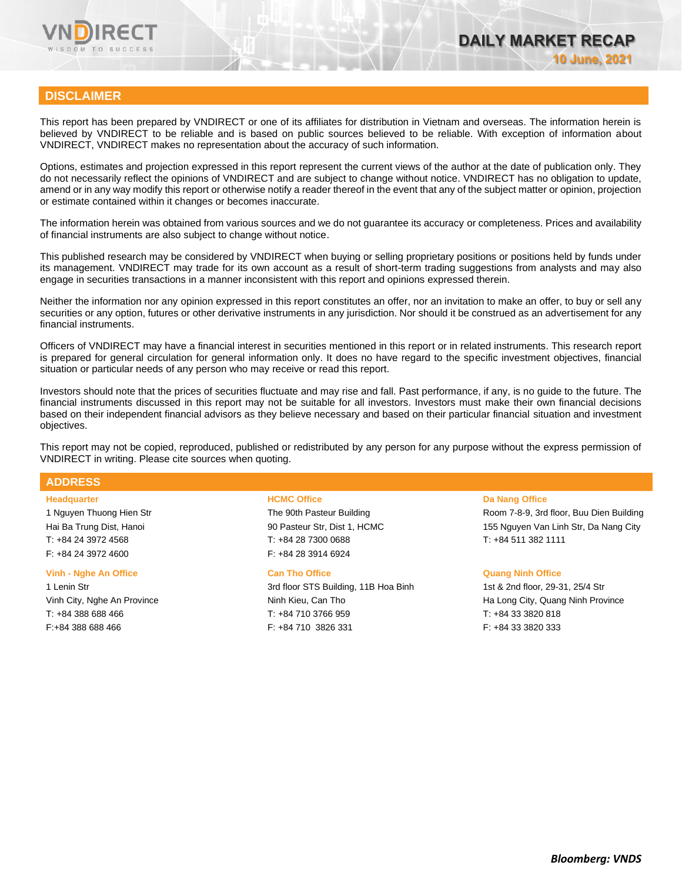## DISCLAIMER

This report has been prepared by VNDIRECT or one of its affiliates for distribution in Vietnam and overseas. The information herein is believed by VNDIRECT to be reliable and is based on public sources believed to be reliable. With exception of information about VNDIRECT, VNDIRECT makes no representation about the accuracy of such information.

Options, estimates and projection expressed in this report represent the current views of the author at the date of publication only. They do not necessarily reflect the opinions of VNDIRECT and are subject to change without notice. VNDIRECT has no obligation to update, amend or in any way modify this report or otherwise notify a reader thereof in the event that any of the subject matter or opinion, projection or estimate contained within it changes or becomes inaccurate.

The information herein was obtained from various sources and we do not guarantee its accuracy or completeness. Prices and availability of financial instruments are also subject to change without notice.

This published research may be considered by VNDIRECT when buying or selling proprietary positions or positions held by funds under its management. VNDIRECT may trade for its own account as a result of short-term trading suggestions from analysts and may also engage in securities transactions in a manner inconsistent with this report and opinions expressed therein.

Neither the information nor any opinion expressed in this report constitutes an offer, nor an invitation to make an offer, to buy or sell any securities or any option, futures or other derivative instruments in any jurisdiction. Nor should it be construed as an advertisement for any financial instruments.

Officers of VNDIRECT may have a financial interest in securities mentioned in this report or in related instruments. This research report is prepared for general circulation for general information only. It does no have regard to the specific investment objectives, financial situation or particular needs of any person who may receive or read this report.

Investors should note that the prices of securities fluctuate and may rise and fall. Past performance, if any, is no guide to the future. The financial instruments discussed in this report may not be suitable for all investors. Investors must make their own financial decisions based on their independent financial advisors as they believe necessary and based on their particular financial situation and investment objectives.

This report may not be copied, reproduced, published or redistributed by any person for any purpose without the express permission of VNDIRECT in writing. Please cite sources when quoting.

## ADDRESS

**Headquarter**
1 Nguyen Thuong Hien Str
Hai Ba Trung Dist, Hanoi
T: +84 24 3972 4568
F: +84 24 3972 4600

**HCMC Office**
The 90th Pasteur Building
90 Pasteur Str, Dist 1, HCMC
T: +84 28 7300 0688
F: +84 28 3914 6924

**Da Nang Office**
Room 7-8-9, 3rd floor, Buu Dien Building
155 Nguyen Van Linh Str, Da Nang City
T: +84 511 382 1111

**Vinh - Nghe An Office**
1 Lenin Str
Vinh City, Nghe An Province
T: +84 388 688 466
F:+84 388 688 466

**Can Tho Office**
3rd floor STS Building, 11B Hoa Binh
Ninh Kieu, Can Tho
T: +84 710 3766 959
F: +84 710 3826 331

**Quang Ninh Office**
1st & 2nd floor, 29-31, 25/4 Str
Ha Long City, Quang Ninh Province
T: +84 33 3820 818
F: +84 33 3820 333